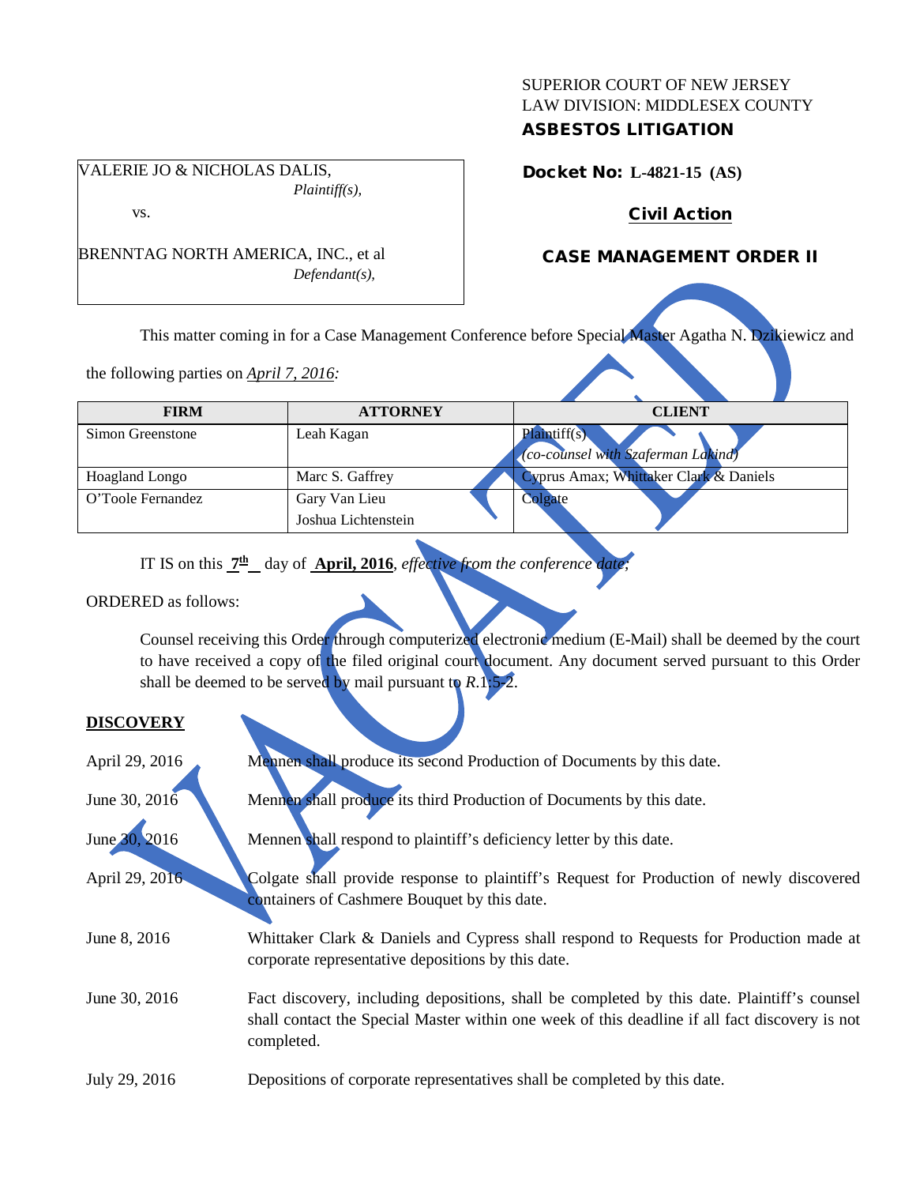SUPERIOR COURT OF NEW JERSEY
LAW DIVISION: MIDDLESEX COUNTY
**ASBESTOS LITIGATION**

VALERIE JO & NICHOLAS DALIS,
*Plaintiff(s),*

vs.

BRENNTAG NORTH AMERICA, INC., et al
*Defendant(s),*

**Docket No: L-4821-15 (AS)**

**Civil Action**

**CASE MANAGEMENT ORDER II**

VACATED

This matter coming in for a Case Management Conference before Special Master Agatha N. Dzikiewicz and the following parties on *April 7, 2016:*

| FIRM | ATTORNEY | CLIENT |
|---|---|---|
| Simon Greenstone | Leah Kagan | Plaintiff(s) *(co-counsel with Szaferman Lakind)* |
| Hoagland Longo | Marc S. Gaffrey | Cyprus Amax; Whittaker Clark & Daniels |
| O'Toole Fernandez | Gary Van Lieu<br>Joshua Lichtenstein | Colgate |

IT IS on this **7th** day of **April, 2016**, *effective from the conference date;*

ORDERED as follows:

Counsel receiving this Order through computerized electronic medium (E-Mail) shall be deemed by the court to have received a copy of the filed original court document. Any document served pursuant to this Order shall be deemed to be served by mail pursuant to *R*.1:5-2.

## DISCOVERY

| | |
|---|---|
| April 29, 2016 | Mennen shall produce its second Production of Documents by this date. |
| June 30, 2016 | Mennen shall produce its third Production of Documents by this date. |
| June 30, 2016 | Mennen shall respond to plaintiff's deficiency letter by this date. |
| April 29, 2016 | Colgate shall provide response to plaintiff's Request for Production of newly discovered containers of Cashmere Bouquet by this date. |
| June 8, 2016 | Whittaker Clark & Daniels and Cypress shall respond to Requests for Production made at corporate representative depositions by this date. |
| June 30, 2016 | Fact discovery, including depositions, shall be completed by this date. Plaintiff's counsel shall contact the Special Master within one week of this deadline if all fact discovery is not completed. |
| July 29, 2016 | Depositions of corporate representatives shall be completed by this date. |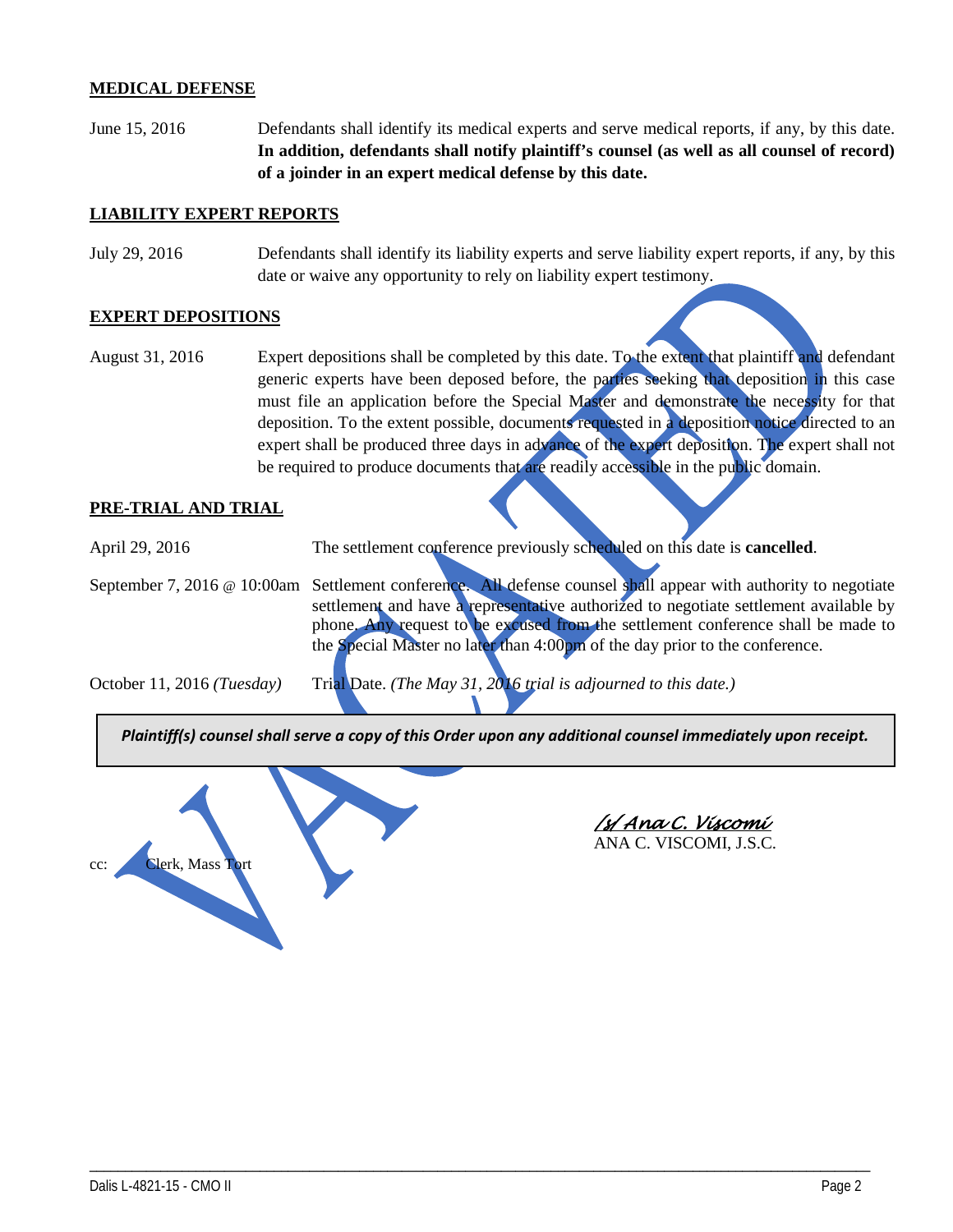**MEDICAL DEFENSE**

| | |
|---|---|
| June 15, 2016 | Defendants shall identify its medical experts and serve medical reports, if any, by this date. **In addition, defendants shall notify plaintiff's counsel (as well as all counsel of record) of a joinder in an expert medical defense by this date.** |

**LIABILITY EXPERT REPORTS**

| | |
|---|---|
| July 29, 2016 | Defendants shall identify its liability experts and serve liability expert reports, if any, by this date or waive any opportunity to rely on liability expert testimony. |

**EXPERT DEPOSITIONS**

| | |
|---|---|
| August 31, 2016 | Expert depositions shall be completed by this date. To the extent that plaintiff and defendant generic experts have been deposed before, the parties seeking that deposition in this case must file an application before the Special Master and demonstrate the necessity for that deposition. To the extent possible, documents requested in a deposition notice directed to an expert shall be produced three days in advance of the expert deposition. The expert shall not be required to produce documents that are readily accessible in the public domain. |

**PRE-TRIAL AND TRIAL**

| | |
|---|---|
| April 29, 2016 | The settlement conference previously scheduled on this date is **cancelled**. |
| September 7, 2016 @ 10:00am | Settlement conference. All defense counsel shall appear with authority to negotiate settlement and have a representative authorized to negotiate settlement available by phone. Any request to be excused from the settlement conference shall be made to the Special Master no later than 4:00pm of the day prior to the conference. |
| October 11, 2016 *(Tuesday)* | Trial Date. *(The May 31, 2016 trial is adjourned to this date.)* |

***Plaintiff(s) counsel shall serve a copy of this Order upon any additional counsel immediately upon receipt.***

*/s/ Ana C. Viscomi*
ANA C. VISCOMI, J.S.C.

cc: Clerk, Mass Tort

VACATED